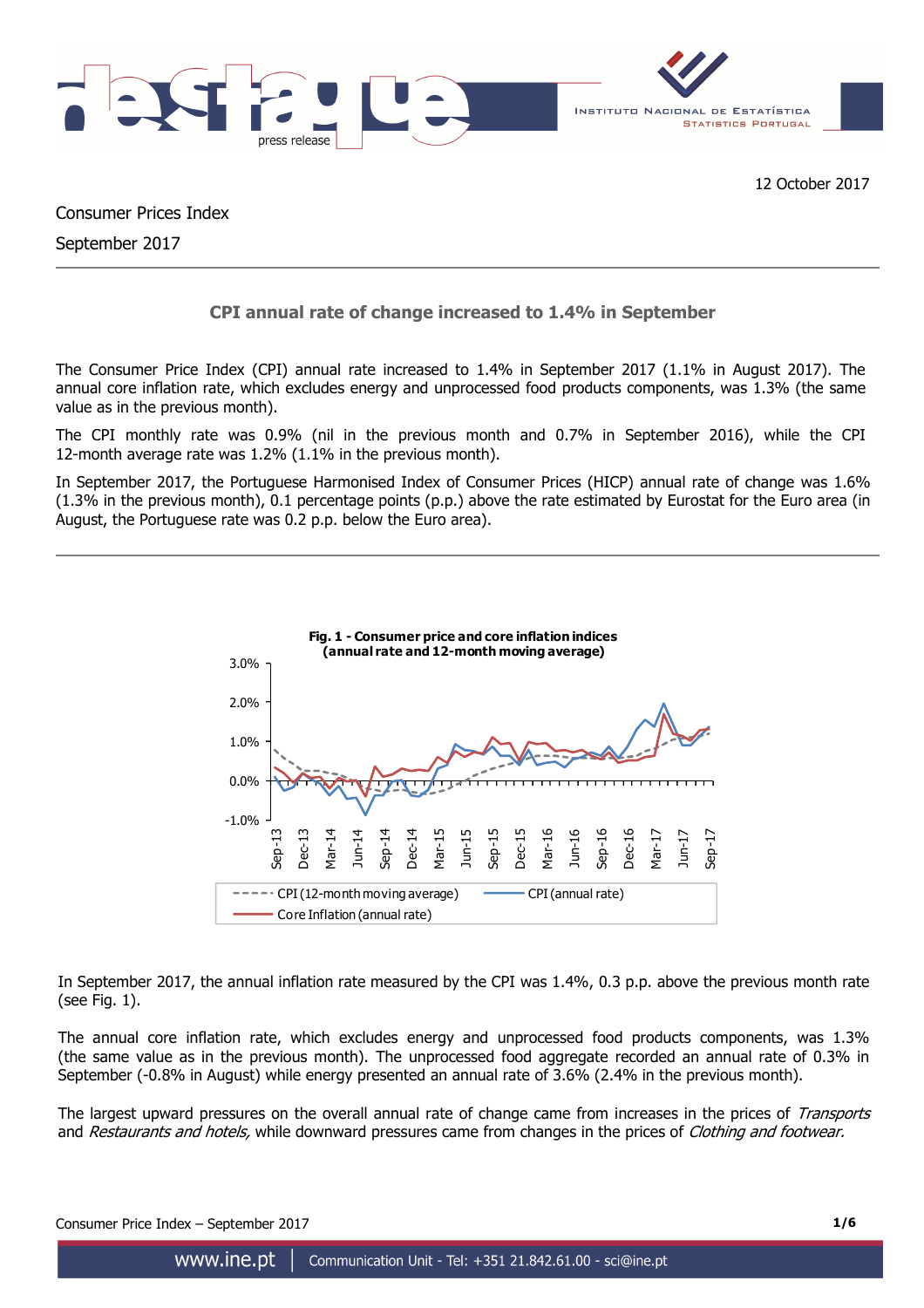12 October 2017

Consumer Prices Index

September 2017

## CPI annual rate of change increased to 1.4% in September

The Consumer Price Index (CPI) annual rate increased to 1.4% in September 2017 (1.1% in August 2017). The annual core inflation rate, which excludes energy and unprocessed food products components, was 1.3% (the same value as in the previous month).

The CPI monthly rate was 0.9% (nil in the previous month and 0.7% in September 2016), while the CPI 12-month average rate was 1.2% (1.1% in the previous month).

In September 2017, the Portuguese Harmonised Index of Consumer Prices (HICP) annual rate of change was 1.6% (1.3% in the previous month), 0.1 percentage points (p.p.) above the rate estimated by Eurostat for the Euro area (in August, the Portuguese rate was 0.2 p.p. below the Euro area).

**Fig. 1 - Consumer price and core inflation indices (annual rate and 12-month moving average)**

In September 2017, the annual inflation rate measured by the CPI was 1.4%, 0.3 p.p. above the previous month rate (see Fig. 1).

The annual core inflation rate, which excludes energy and unprocessed food products components, was 1.3% (the same value as in the previous month). The unprocessed food aggregate recorded an annual rate of 0.3% in September (-0.8% in August) while energy presented an annual rate of 3.6% (2.4% in the previous month).

The largest upward pressures on the overall annual rate of change came from increases in the prices of *Transports* and *Restaurants and hotels,* while downward pressures came from changes in the prices of *Clothing and footwear.*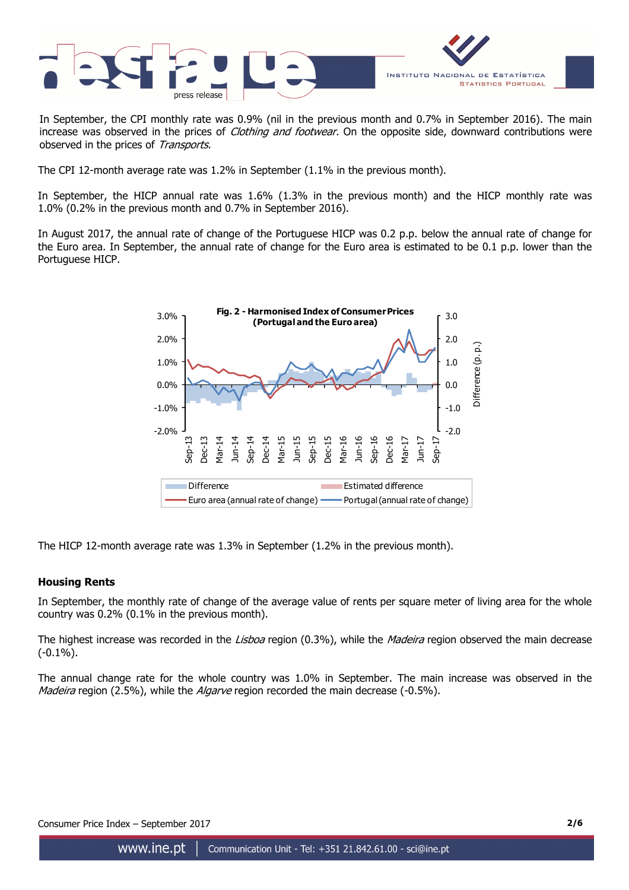In September, the CPI monthly rate was 0.9% (nil in the previous month and 0.7% in September 2016). The main increase was observed in the prices of *Clothing and footwear.* On the opposite side, downward contributions were observed in the prices of *Transports.*

The CPI 12-month average rate was 1.2% in September (1.1% in the previous month).

In September, the HICP annual rate was 1.6% (1.3% in the previous month) and the HICP monthly rate was 1.0% (0.2% in the previous month and 0.7% in September 2016).

In August 2017, the annual rate of change of the Portuguese HICP was 0.2 p.p. below the annual rate of change for the Euro area. In September, the annual rate of change for the Euro area is estimated to be 0.1 p.p. lower than the Portuguese HICP.

**Fig. 2 - Harmonised Index of Consumer Prices (Portugal and the Euro area)**

The HICP 12-month average rate was 1.3% in September (1.2% in the previous month).

### Housing Rents

In September, the monthly rate of change of the average value of rents per square meter of living area for the whole country was 0.2% (0.1% in the previous month).

The highest increase was recorded in the *Lisboa* region (0.3%), while the *Madeira* region observed the main decrease (-0.1%).

The annual change rate for the whole country was 1.0% in September. The main increase was observed in the *Madeira* region (2.5%), while the *Algarve* region recorded the main decrease (-0.5%).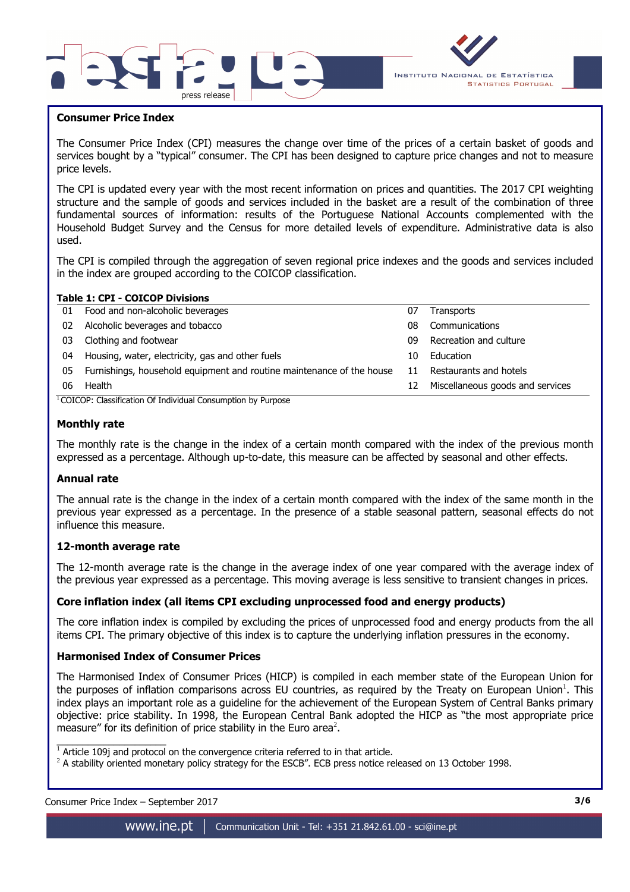## Consumer Price Index

The Consumer Price Index (CPI) measures the change over time of the prices of a certain basket of goods and services bought by a "typical" consumer. The CPI has been designed to capture price changes and not to measure price levels.

The CPI is updated every year with the most recent information on prices and quantities. The 2017 CPI weighting structure and the sample of goods and services included in the basket are a result of the combination of three fundamental sources of information: results of the Portuguese National Accounts complemented with the Household Budget Survey and the Census for more detailed levels of expenditure. Administrative data is also used.

The CPI is compiled through the aggregation of seven regional price indexes and the goods and services included in the index are grouped according to the COICOP classification.

**Table 1: CPI - COICOP Divisions**

| | | | |
|---|---|---|---|
| 01 | Food and non-alcoholic beverages | 07 | Transports |
| 02 | Alcoholic beverages and tobacco | 08 | Communications |
| 03 | Clothing and footwear | 09 | Recreation and culture |
| 04 | Housing, water, electricity, gas and other fuels | 10 | Education |
| 05 | Furnishings, household equipment and routine maintenance of the house | 11 | Restaurants and hotels |
| 06 | Health | 12 | Miscellaneous goods and services |

[1] COICOP: Classification Of Individual Consumption by Purpose

### Monthly rate

The monthly rate is the change in the index of a certain month compared with the index of the previous month expressed as a percentage. Although up-to-date, this measure can be affected by seasonal and other effects.

### Annual rate

The annual rate is the change in the index of a certain month compared with the index of the same month in the previous year expressed as a percentage. In the presence of a stable seasonal pattern, seasonal effects do not influence this measure.

### 12-month average rate

The 12-month average rate is the change in the average index of one year compared with the average index of the previous year expressed as a percentage. This moving average is less sensitive to transient changes in prices.

### Core inflation index (all items CPI excluding unprocessed food and energy products)

The core inflation index is compiled by excluding the prices of unprocessed food and energy products from the all items CPI. The primary objective of this index is to capture the underlying inflation pressures in the economy.

### Harmonised Index of Consumer Prices

The Harmonised Index of Consumer Prices (HICP) is compiled in each member state of the European Union for the purposes of inflation comparisons across EU countries, as required by the Treaty on European Union[1]. This index plays an important role as a guideline for the achievement of the European System of Central Banks primary objective: price stability. In 1998, the European Central Bank adopted the HICP as "the most appropriate price measure" for its definition of price stability in the Euro area[2].

[1] Article 109j and protocol on the convergence criteria referred to in that article.

[2] A stability oriented monetary policy strategy for the ESCB". ECB press notice released on 13 October 1998.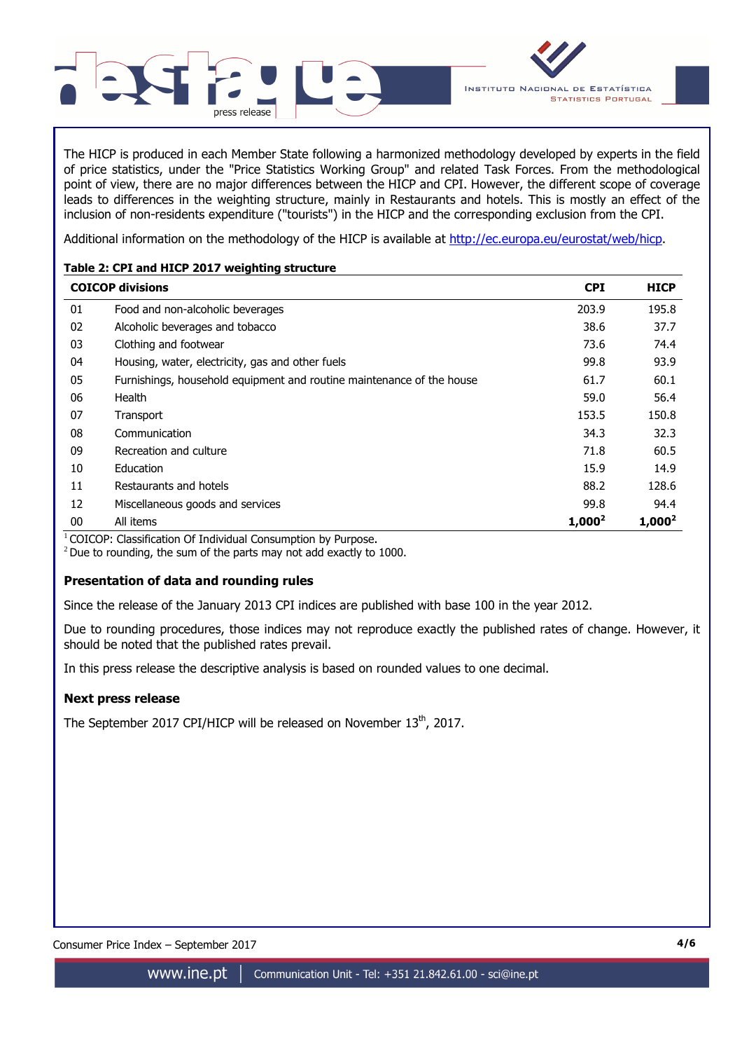The HICP is produced in each Member State following a harmonized methodology developed by experts in the field of price statistics, under the "Price Statistics Working Group" and related Task Forces. From the methodological point of view, there are no major differences between the HICP and CPI. However, the different scope of coverage leads to differences in the weighting structure, mainly in Restaurants and hotels. This is mostly an effect of the inclusion of non-residents expenditure ("tourists") in the HICP and the corresponding exclusion from the CPI.

Additional information on the methodology of the HICP is available at http://ec.europa.eu/eurostat/web/hicp.

**Table 2: CPI and HICP 2017 weighting structure**

| COICOP divisions | | CPI | HICP |
|---|---|---|---|
| 01 | Food and non-alcoholic beverages | 203.9 | 195.8 |
| 02 | Alcoholic beverages and tobacco | 38.6 | 37.7 |
| 03 | Clothing and footwear | 73.6 | 74.4 |
| 04 | Housing, water, electricity, gas and other fuels | 99.8 | 93.9 |
| 05 | Furnishings, household equipment and routine maintenance of the house | 61.7 | 60.1 |
| 06 | Health | 59.0 | 56.4 |
| 07 | Transport | 153.5 | 150.8 |
| 08 | Communication | 34.3 | 32.3 |
| 09 | Recreation and culture | 71.8 | 60.5 |
| 10 | Education | 15.9 | 14.9 |
| 11 | Restaurants and hotels | 88.2 | 128.6 |
| 12 | Miscellaneous goods and services | 99.8 | 94.4 |
| 00 | All items | **1,000**[2] | **1,000**[2] |

[1] COICOP: Classification Of Individual Consumption by Purpose.
[2] Due to rounding, the sum of the parts may not add exactly to 1000.

### Presentation of data and rounding rules

Since the release of the January 2013 CPI indices are published with base 100 in the year 2012.

Due to rounding procedures, those indices may not reproduce exactly the published rates of change. However, it should be noted that the published rates prevail.

In this press release the descriptive analysis is based on rounded values to one decimal.

### Next press release

The September 2017 CPI/HICP will be released on November 13th, 2017.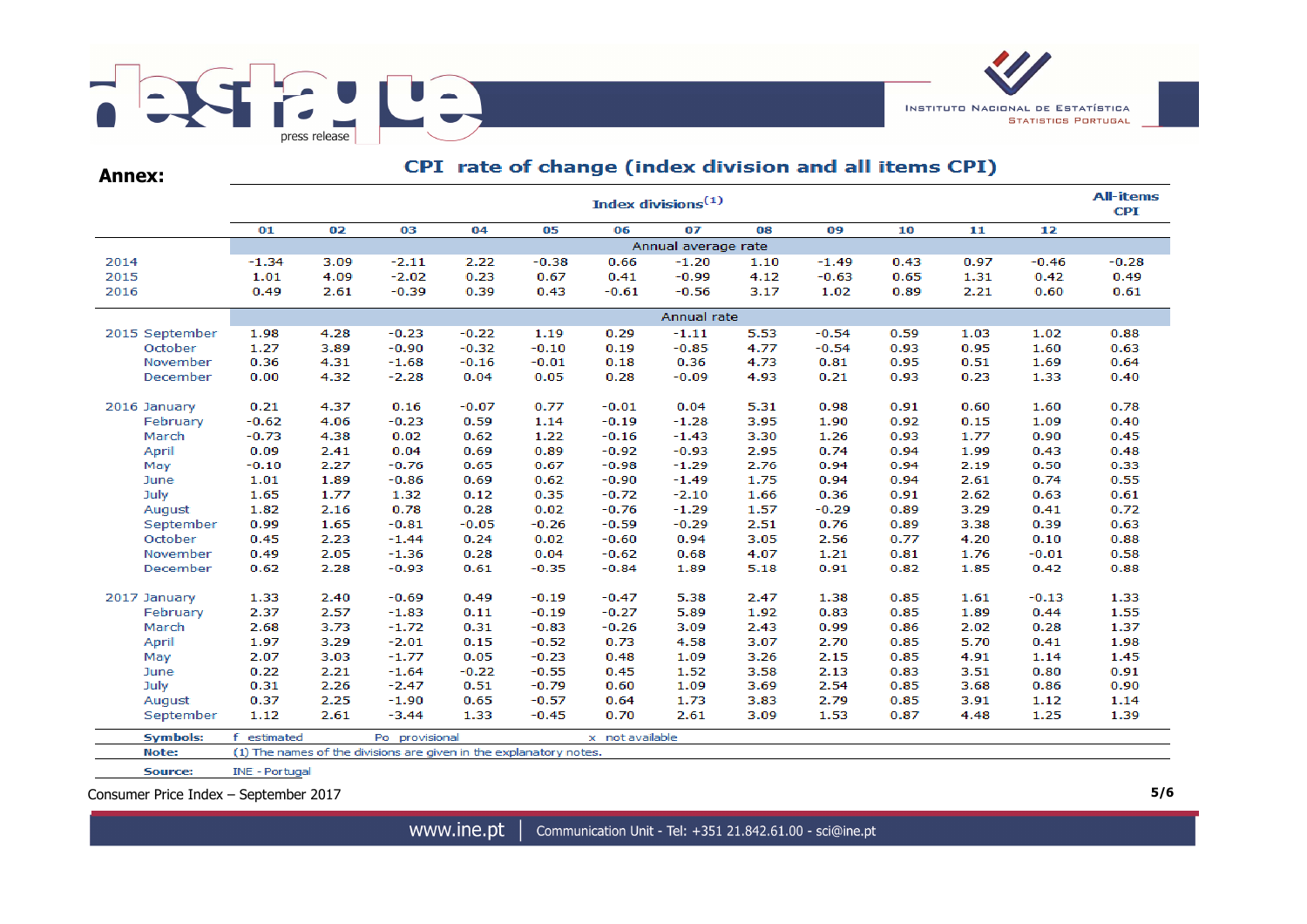## Annex:

### CPI rate of change (index division and all items CPI)

| | Index divisions(1) | | | | | | | | | | | | All-items CPI |
|---|---|---|---|---|---|---|---|---|---|---|---|---|---|
| | 01 | 02 | 03 | 04 | 05 | 06 | 07 | 08 | 09 | 10 | 11 | 12 | |
| | Annual average rate | | | | | | | | | | | | |
| 2014 | -1.34 | 3.09 | -2.11 | 2.22 | -0.38 | 0.66 | -1.20 | 1.10 | -1.49 | 0.43 | 0.97 | -0.46 | -0.28 |
| 2015 | 1.01 | 4.09 | -2.02 | 0.23 | 0.67 | 0.41 | -0.99 | 4.12 | -0.63 | 0.65 | 1.31 | 0.42 | 0.49 |
| 2016 | 0.49 | 2.61 | -0.39 | 0.39 | 0.43 | -0.61 | -0.56 | 3.17 | 1.02 | 0.89 | 2.21 | 0.60 | 0.61 |
| | Annual rate | | | | | | | | | | | | |
| 2015 September | 1.98 | 4.28 | -0.23 | -0.22 | 1.19 | 0.29 | -1.11 | 5.53 | -0.54 | 0.59 | 1.03 | 1.02 | 0.88 |
| October | 1.27 | 3.89 | -0.90 | -0.32 | -0.10 | 0.19 | -0.85 | 4.77 | -0.54 | 0.93 | 0.95 | 1.60 | 0.63 |
| November | 0.36 | 4.31 | -1.68 | -0.16 | -0.01 | 0.18 | 0.36 | 4.73 | 0.81 | 0.95 | 0.51 | 1.69 | 0.64 |
| December | 0.00 | 4.32 | -2.28 | 0.04 | 0.05 | 0.28 | -0.09 | 4.93 | 0.21 | 0.93 | 0.23 | 1.33 | 0.40 |
| 2016 January | 0.21 | 4.37 | 0.16 | -0.07 | 0.77 | -0.01 | 0.04 | 5.31 | 0.98 | 0.91 | 0.60 | 1.60 | 0.78 |
| February | -0.62 | 4.06 | -0.23 | 0.59 | 1.14 | -0.19 | -1.28 | 3.95 | 1.90 | 0.92 | 0.15 | 1.09 | 0.40 |
| March | -0.73 | 4.38 | 0.02 | 0.62 | 1.22 | -0.16 | -1.43 | 3.30 | 1.26 | 0.93 | 1.77 | 0.90 | 0.45 |
| April | 0.09 | 2.41 | 0.04 | 0.69 | 0.89 | -0.92 | -0.93 | 2.95 | 0.74 | 0.94 | 1.99 | 0.43 | 0.48 |
| May | -0.10 | 2.27 | -0.76 | 0.65 | 0.67 | -0.98 | -1.29 | 2.76 | 0.94 | 0.94 | 2.19 | 0.50 | 0.33 |
| June | 1.01 | 1.89 | -0.86 | 0.69 | 0.62 | -0.90 | -1.49 | 1.75 | 0.94 | 0.94 | 2.61 | 0.74 | 0.55 |
| July | 1.65 | 1.77 | 1.32 | 0.12 | 0.35 | -0.72 | -2.10 | 1.66 | 0.36 | 0.91 | 2.62 | 0.63 | 0.61 |
| August | 1.82 | 2.16 | 0.78 | 0.28 | 0.02 | -0.76 | -1.29 | 1.57 | -0.29 | 0.89 | 3.29 | 0.41 | 0.72 |
| September | 0.99 | 1.65 | -0.81 | -0.05 | -0.26 | -0.59 | -0.29 | 2.51 | 0.76 | 0.89 | 3.38 | 0.39 | 0.63 |
| October | 0.45 | 2.23 | -1.44 | 0.24 | 0.02 | -0.60 | 0.94 | 3.05 | 2.56 | 0.77 | 4.20 | 0.10 | 0.88 |
| November | 0.49 | 2.05 | -1.36 | 0.28 | 0.04 | -0.62 | 0.68 | 4.07 | 1.21 | 0.81 | 1.76 | -0.01 | 0.58 |
| December | 0.62 | 2.28 | -0.93 | 0.61 | -0.35 | -0.84 | 1.89 | 5.18 | 0.91 | 0.82 | 1.85 | 0.42 | 0.88 |
| 2017 January | 1.33 | 2.40 | -0.69 | 0.49 | -0.19 | -0.47 | 5.38 | 2.47 | 1.38 | 0.85 | 1.61 | -0.13 | 1.33 |
| February | 2.37 | 2.57 | -1.83 | 0.11 | -0.19 | -0.27 | 5.89 | 1.92 | 0.83 | 0.85 | 1.89 | 0.44 | 1.55 |
| March | 2.68 | 3.73 | -1.72 | 0.31 | -0.83 | -0.26 | 3.09 | 2.43 | 0.99 | 0.86 | 2.02 | 0.28 | 1.37 |
| April | 1.97 | 3.29 | -2.01 | 0.15 | -0.52 | 0.73 | 4.58 | 3.07 | 2.70 | 0.85 | 5.70 | 0.41 | 1.98 |
| May | 2.07 | 3.03 | -1.77 | 0.05 | -0.23 | 0.48 | 1.09 | 3.26 | 2.15 | 0.85 | 4.91 | 1.14 | 1.45 |
| June | 0.22 | 2.21 | -1.64 | -0.22 | -0.55 | 0.45 | 1.52 | 3.58 | 2.13 | 0.83 | 3.51 | 0.80 | 0.91 |
| July | 0.31 | 2.26 | -2.47 | 0.51 | -0.79 | 0.60 | 1.09 | 3.69 | 2.54 | 0.85 | 3.68 | 0.86 | 0.90 |
| August | 0.37 | 2.25 | -1.90 | 0.65 | -0.57 | 0.64 | 1.73 | 3.83 | 2.79 | 0.85 | 3.91 | 1.12 | 1.14 |
| September | 1.12 | 2.61 | -3.44 | 1.33 | -0.45 | 0.70 | 2.61 | 3.09 | 1.53 | 0.87 | 4.48 | 1.25 | 1.39 |

**Symbols:** f estimated Po provisional x not available

**Note:** (1) The names of the divisions are given in the explanatory notes.

**Source:** INE - Portugal

Consumer Price Index – September 2017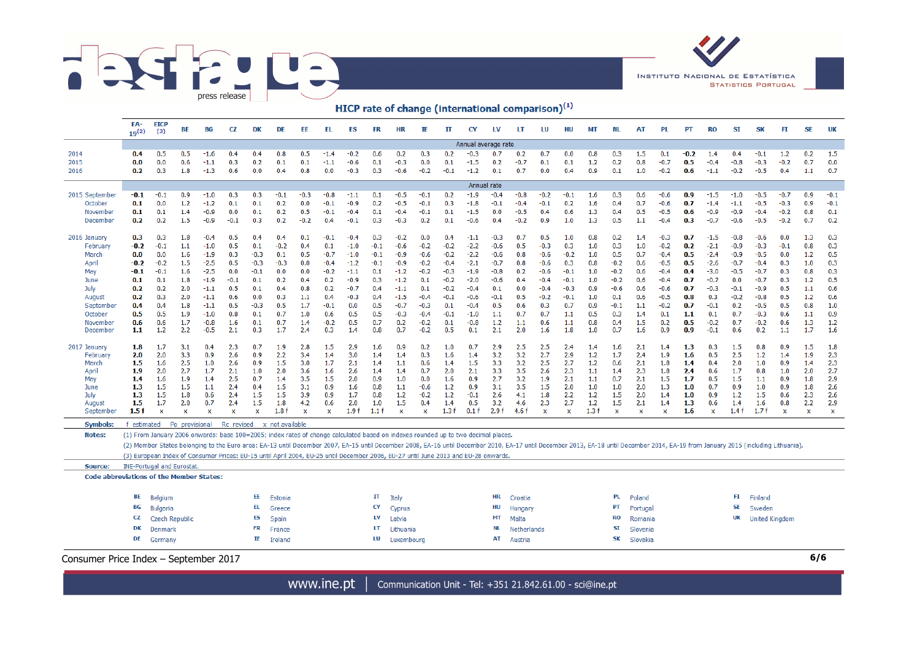## HICP rate of change (international comparison)[(1)]

| | EA-19[(2)] | EICP (3) | BE | BG | CZ | DK | DE | EE | EL | ES | FR | HR | IE | IT | CY | LV | LT | LU | HU | MT | NL | AT | PL | PT | RO | SI | SK | FI | SE | UK |
|---|---|---|---|---|---|---|---|---|---|---|---|---|---|---|---|---|---|---|---|---|---|---|---|---|---|---|---|---|---|---|
| | Annual average rate | | | | | | | | | | | | | | | | | | | | | | | | | | | | | |
| 2014 | **0.4** | 0.5 | 0.5 | -1.6 | 0.4 | 0.4 | 0.8 | 0.5 | -1.4 | -0.2 | 0.6 | 0.2 | 0.3 | 0.2 | -0.3 | 0.7 | 0.2 | 0.7 | 0.0 | 0.8 | 0.3 | 1.5 | 0.1 | **-0.2** | 1.4 | 0.4 | -0.1 | 1.2 | 0.2 | 1.5 |
| 2015 | **0.0** | 0.0 | 0.6 | -1.1 | 0.3 | 0.2 | 0.1 | 0.1 | -1.1 | -0.6 | 0.1 | -0.3 | 0.0 | 0.1 | -1.5 | 0.2 | -0.7 | 0.1 | 0.1 | 1.2 | 0.2 | 0.8 | -0.7 | **0.5** | -0.4 | -0.8 | -0.3 | -0.2 | 0.7 | 0.0 |
| 2016 | **0.2** | 0.3 | 1.8 | -1.3 | 0.6 | 0.0 | 0.4 | 0.8 | 0.0 | -0.3 | 0.3 | -0.6 | -0.2 | -0.1 | -1.2 | 0.1 | 0.7 | 0.0 | 0.4 | 0.9 | 0.1 | 1.0 | -0.2 | **0.6** | -1.1 | -0.2 | -0.5 | 0.4 | 1.1 | 0.7 |
| | Annual rate | | | | | | | | | | | | | | | | | | | | | | | | | | | | | |
| 2015 September | **-0.1** | -0.1 | 0.9 | -1.0 | 0.3 | 0.3 | -0.1 | -0.3 | -0.8 | -1.1 | 0.1 | -0.5 | -0.1 | 0.2 | -1.9 | -0.4 | -0.8 | -0.2 | -0.1 | 1.6 | 0.3 | 0.6 | -0.6 | **0.9** | -1.5 | -1.0 | -0.5 | -0.7 | 0.9 | -0.1 |
| October | **0.1** | 0.0 | 1.2 | -1.2 | 0.1 | 0.1 | 0.2 | 0.0 | -0.1 | -0.9 | 0.2 | -0.5 | -0.1 | 0.3 | -1.8 | -0.1 | -0.4 | -0.1 | 0.2 | 1.6 | 0.4 | 0.7 | -0.6 | **0.7** | -1.4 | -1.1 | -0.5 | -0.3 | 0.9 | -0.1 |
| November | **0.1** | 0.1 | 1.4 | -0.9 | 0.0 | 0.1 | 0.2 | 0.5 | -0.1 | -0.4 | 0.1 | -0.4 | -0.1 | 0.1 | -1.5 | 0.0 | -0.5 | 0.4 | 0.6 | 1.3 | 0.4 | 0.5 | -0.5 | **0.6** | -0.9 | -0.9 | -0.4 | -0.2 | 0.8 | 0.1 |
| December | **0.2** | 0.2 | 1.5 | -0.9 | -0.1 | 0.3 | 0.2 | -0.2 | 0.4 | -0.1 | 0.3 | -0.3 | 0.2 | 0.1 | -0.6 | 0.4 | -0.2 | 0.9 | 1.0 | 1.3 | 0.5 | 1.1 | -0.4 | **0.3** | -0.7 | -0.6 | -0.5 | -0.2 | 0.7 | 0.2 |
| 2016 January | **0.3** | 0.3 | 1.8 | -0.4 | 0.5 | 0.4 | 0.4 | 0.1 | -0.1 | -0.4 | 0.3 | -0.2 | 0.0 | 0.4 | -1.1 | -0.3 | 0.7 | 0.5 | 1.0 | 0.8 | 0.2 | 1.4 | -0.3 | **0.7** | -1.5 | -0.8 | -0.6 | 0.0 | 1.3 | 0.3 |
| February | **-0.2** | -0.1 | 1.1 | -1.0 | 0.5 | 0.1 | -0.2 | 0.4 | 0.1 | -1.0 | -0.1 | -0.6 | -0.2 | -0.2 | -2.2 | -0.6 | 0.5 | -0.3 | 0.3 | 1.0 | 0.3 | 1.0 | -0.2 | **0.2** | -2.1 | -0.9 | -0.3 | -0.1 | 0.8 | 0.3 |
| March | **0.0** | 0.0 | 1.6 | -1.9 | 0.3 | -0.3 | 0.1 | 0.5 | -0.7 | -1.0 | -0.1 | -0.9 | -0.6 | -0.2 | -2.2 | -0.6 | 0.8 | -0.6 | -0.2 | 1.0 | 0.5 | 0.7 | -0.4 | **0.5** | -2.4 | -0.9 | -0.5 | 0.0 | 1.2 | 0.5 |
| April | **-0.2** | -0.2 | 1.5 | -2.5 | 0.5 | -0.3 | -0.3 | 0.0 | -0.4 | -1.2 | -0.1 | -0.9 | -0.2 | -0.4 | -2.1 | -0.7 | 0.8 | -0.6 | 0.3 | 0.8 | -0.2 | 0.6 | -0.5 | **0.5** | -2.6 | -0.7 | -0.4 | 0.3 | 1.0 | 0.3 |
| May | **-0.1** | -0.1 | 1.6 | -2.5 | 0.0 | -0.1 | 0.0 | 0.0 | -0.2 | -1.1 | 0.1 | -1.2 | -0.2 | -0.3 | -1.9 | -0.8 | 0.2 | -0.6 | -0.1 | 1.0 | -0.2 | 0.6 | -0.4 | **0.4** | -3.0 | -0.5 | -0.7 | 0.3 | 0.8 | 0.3 |
| June | **0.1** | 0.1 | 1.8 | -1.9 | -0.1 | 0.1 | 0.2 | 0.4 | 0.2 | -0.9 | 0.3 | -1.2 | 0.1 | -0.2 | -2.0 | -0.6 | 0.4 | -0.4 | -0.1 | 1.0 | -0.2 | 0.6 | -0.4 | **0.7** | -0.7 | 0.0 | -0.7 | 0.3 | 1.2 | 0.5 |
| July | **0.2** | 0.2 | 2.0 | -1.1 | 0.5 | 0.1 | 0.4 | 0.8 | 0.2 | -0.7 | 0.4 | -1.1 | 0.1 | -0.2 | -0.4 | 0.1 | 0.0 | -0.4 | -0.3 | 0.9 | -0.6 | 0.6 | -0.6 | **0.7** | -0.3 | -0.1 | -0.9 | 0.5 | 1.1 | 0.6 |
| August | **0.2** | 0.3 | 2.0 | -1.1 | 0.6 | 0.0 | 0.3 | 1.1 | 0.4 | -0.3 | 0.4 | -1.5 | -0.4 | -0.1 | -0.6 | -0.1 | 0.5 | -0.2 | -0.1 | 1.0 | 0.1 | 0.6 | -0.5 | **0.8** | 0.3 | -0.2 | -0.8 | 0.5 | 1.2 | 0.6 |
| September | **0.4** | 0.4 | 1.8 | -1.1 | 0.5 | -0.3 | 0.5 | 1.7 | -0.1 | 0.0 | 0.5 | -0.7 | -0.3 | 0.1 | -0.4 | 0.5 | 0.6 | 0.3 | 0.7 | 0.9 | -0.1 | 1.1 | -0.2 | **0.7** | -0.1 | 0.2 | -0.5 | 0.5 | 0.8 | 1.0 |
| October | **0.5** | 0.5 | 1.9 | -1.0 | 0.8 | 0.1 | 0.7 | 1.0 | 0.6 | 0.5 | 0.5 | -0.3 | -0.4 | -0.1 | -1.0 | 1.1 | 0.7 | 0.7 | 1.1 | 0.5 | 0.3 | 1.4 | 0.1 | **1.1** | 0.1 | 0.7 | -0.4 | 0.6 | 1.1 | 0.9 |
| November | **0.6** | 0.6 | 1.7 | -0.8 | 1.6 | 0.1 | 0.7 | 1.4 | -0.2 | 0.5 | 0.7 | 0.2 | -0.2 | 0.1 | -0.8 | 1.2 | 1.1 | 0.6 | 1.1 | 0.8 | 0.4 | 1.5 | 0.2 | **0.5** | -0.2 | 0.7 | -0.2 | 0.6 | 1.3 | 1.2 |
| December | **1.1** | 1.2 | 2.2 | -0.5 | 2.1 | 0.3 | 1.7 | 2.4 | 0.3 | 1.4 | 0.8 | 0.7 | -0.2 | 0.5 | 0.1 | 2.1 | 2.0 | 1.6 | 1.8 | 1.0 | 0.7 | 1.6 | 0.9 | **0.9** | -0.1 | 0.6 | 0.2 | 1.1 | 1.7 | 1.6 |
| 2017 January | **1.8** | 1.7 | 3.1 | 0.4 | 2.3 | 0.7 | 1.9 | 2.8 | 1.5 | 2.9 | 1.6 | 0.9 | 0.2 | 1.0 | 0.7 | 2.9 | 2.5 | 2.5 | 2.4 | 1.4 | 1.6 | 2.1 | 1.4 | **1.3** | 0.3 | 1.5 | 0.8 | 0.9 | 1.5 | 1.8 |
| February | **2.0** | 2.0 | 3.3 | 0.9 | 2.6 | 0.9 | 2.2 | 3.4 | 1.4 | 3.0 | 1.4 | 1.4 | 0.3 | 1.6 | 1.4 | 3.2 | 3.2 | 2.7 | 2.9 | 1.2 | 1.7 | 2.4 | 1.9 | **1.6** | 0.5 | 2.5 | 1.2 | 1.4 | 1.9 | 2.3 |
| March | **1.5** | 1.6 | 2.5 | 1.0 | 2.6 | 0.9 | 1.5 | 3.0 | 1.7 | 2.1 | 1.4 | 1.1 | 0.6 | 1.4 | 1.5 | 3.3 | 3.2 | 2.5 | 2.7 | 1.2 | 0.6 | 2.1 | 1.8 | **1.4** | 0.4 | 2.0 | 1.0 | 0.9 | 1.4 | 2.3 |
| April | **1.9** | 2.0 | 2.7 | 1.7 | 2.1 | 1.0 | 2.0 | 3.6 | 1.6 | 2.6 | 1.4 | 1.4 | 0.7 | 2.0 | 2.1 | 3.3 | 3.5 | 2.6 | 2.3 | 1.1 | 1.4 | 2.3 | 1.8 | **2.4** | 0.6 | 1.7 | 0.8 | 1.0 | 2.0 | 2.7 |
| May | **1.4** | 1.6 | 1.9 | 1.4 | 2.5 | 0.7 | 1.4 | 3.5 | 1.5 | 2.0 | 0.9 | 1.0 | 0.0 | 1.6 | 0.9 | 2.7 | 3.2 | 1.9 | 2.1 | 1.1 | 0.7 | 2.1 | 1.5 | **1.7** | 0.5 | 1.5 | 1.1 | 0.9 | 1.8 | 2.9 |
| June | **1.3** | 1.5 | 1.5 | 1.1 | 2.4 | 0.4 | 1.5 | 3.1 | 0.9 | 1.6 | 0.8 | 1.1 | -0.6 | 1.2 | 0.9 | 3.1 | 3.5 | 1.5 | 2.0 | 1.0 | 1.0 | 2.0 | 1.3 | **1.0** | 0.7 | 0.9 | 1.0 | 0.9 | 1.8 | 2.6 |
| July | **1.3** | 1.5 | 1.8 | 0.6 | 2.4 | 1.5 | 1.5 | 3.9 | 0.9 | 1.7 | 0.8 | 1.2 | -0.2 | 1.2 | -0.1 | 2.6 | 4.1 | 1.8 | 2.2 | 1.2 | 1.5 | 2.0 | 1.4 | **1.0** | 0.9 | 1.2 | 1.5 | 0.6 | 2.3 | 2.6 |
| August | **1.5** | 1.7 | 2.0 | 0.7 | 2.4 | 1.5 | 1.8 | 4.2 | 0.6 | 2.0 | 1.0 | 1.5 | 0.4 | 1.4 | 0.5 | 3.2 | 4.6 | 2.3 | 2.7 | 1.2 | 1.5 | 2.1 | 1.4 | **1.3** | 0.6 | 1.4 | 1.6 | 0.8 | 2.2 | 2.9 |
| September | **1.5 f** | x | x | x | x | x | 1.8 f | x | x | 1.9 f | 1.1 f | x | x | 1.3 f | 0.1 f | 2.9 f | 4.6 f | x | x | 1.3 f | x | x | x | **1.6** | x | 1.4 f | 1.7 f | x | x | x |

**Symbols:** f estimated Po provisional Rc revised x not available

**Notes:**
(1) From January 2006 onwards: base 100=2005; index rates of change calculated based on indexes rounded up to two decimal places.
(2) Member States belonging to the Euro area: EA-13 until December 2007, EA-15 until December 2008, EA-16 until December 2010, EA-17 until December 2013, EA-18 until December 2014, EA-19 from January 2015 (including Lithuania).
(3) European Index of Consumer Prices: EU-15 until April 2004, EU-25 until December 2006, EU-27 until June 2013 and EU-28 onwards.

**Source:** INE-Portugal and Eurostat.

**Code abbreviations of the Member States:**

| | | | | | | | | | | | |
|---|---|---|---|---|---|---|---|---|---|---|---|
| BE | Belgium | EE | Estonia | IT | Italy | HR | Croatia | PL | Poland | FI | Finland |
| BG | Bulgaria | EL | Greece | CY | Cyprus | HU | Hungary | PT | Portugal | SE | Sweden |
| CZ | Czech Republic | ES | Spain | LV | Latvia | MT | Malta | RO | Romania | UK | United Kingdom |
| DK | Denmark | FR | France | LT | Lithuania | NL | Netherlands | SI | Slovenia | | |
| DE | Germany | IE | Ireland | LU | Luxembourg | AT | Austria | SK | Slovakia | | |